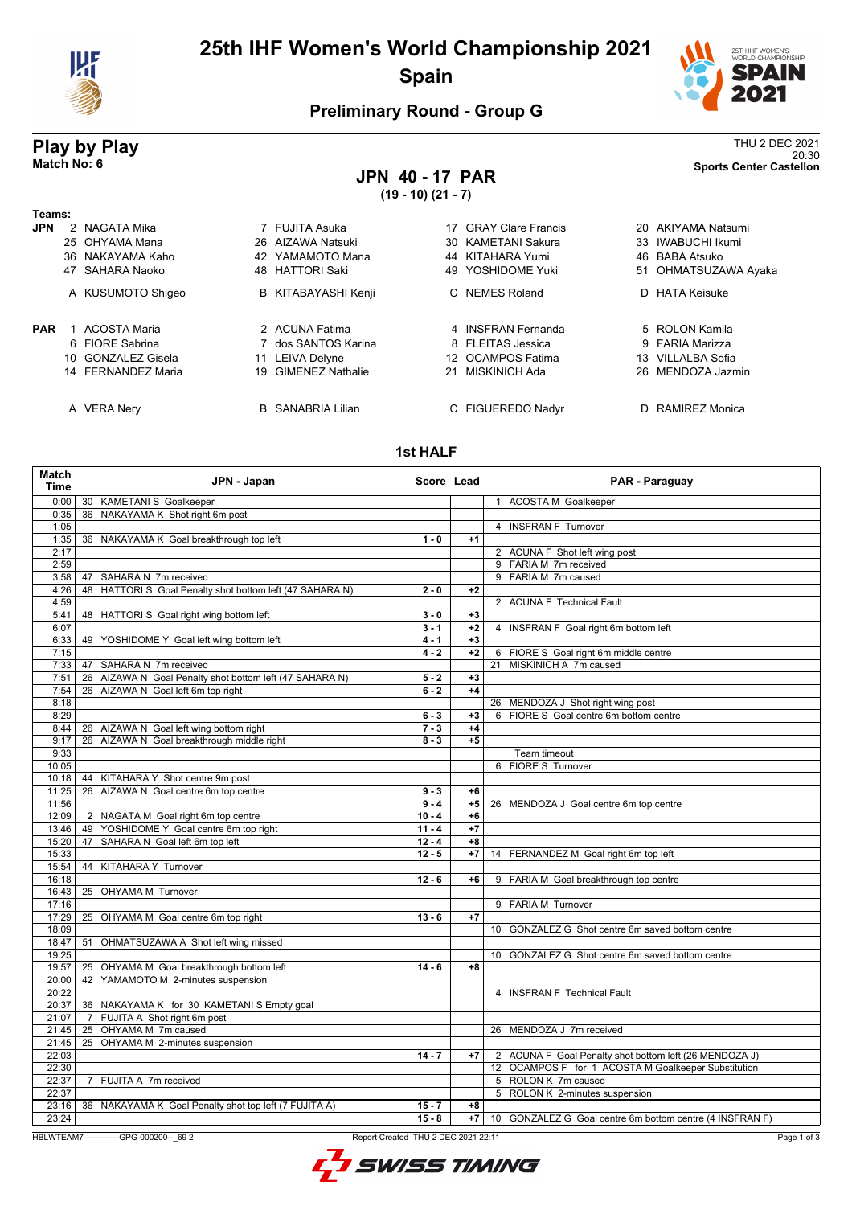# 25th IHF Women's World Championship 2021

## Spain

### Preliminary Round - Group G

## Play by Play

**Match No: 6**

THU 2 DEC 2021
20:30
**Sports Center Castellon**

## JPN 40 - 17 PAR

**(19 - 10) (21 - 7)**

**Teams:**

**JPN**

2 NAGATA Mika, 7 FUJITA Asuka, 17 GRAY Clare Francis, 20 AKIYAMA Natsumi
25 OHYAMA Mana, 26 AIZAWA Natsuki, 30 KAMETANI Sakura, 33 IWABUCHI Ikumi
36 NAKAYAMA Kaho, 42 YAMAMOTO Mana, 44 KITAHARA Yumi, 46 BABA Atsuko
47 SAHARA Naoko, 48 HATTORI Saki, 49 YOSHIDOME Yuki, 51 OHMATSUZAWA Ayaka

A KUSUMOTO Shigeo, B KITABAYASHI Kenji, C NEMES Roland, D HATA Keisuke

**PAR**

1 ACOSTA Maria, 2 ACUNA Fatima, 4 INSFRAN Fernanda, 5 ROLON Kamila
6 FIORE Sabrina, 7 dos SANTOS Karina, 8 FLEITAS Jessica, 9 FARIA Marizza
10 GONZALEZ Gisela, 11 LEIVA Delyne, 12 OCAMPOS Fatima, 13 VILLALBA Sofia
14 FERNANDEZ Maria, 19 GIMENEZ Nathalie, 21 MISKINICH Ada, 26 MENDOZA Jazmin

A VERA Nery, B SANABRIA Lilian, C FIGUEREDO Nadyr, D RAMIREZ Monica

### 1st HALF

| Match Time | JPN - Japan | Score | Lead | PAR - Paraguay |
|---|---|---|---|---|
| 0:00 | 30 KAMETANI S Goalkeeper | | | 1 ACOSTA M Goalkeeper |
| 0:35 | 36 NAKAYAMA K Shot right 6m post | | | |
| 1:05 | | | | 4 INSFRAN F Turnover |
| 1:35 | 36 NAKAYAMA K Goal breakthrough top left | 1 - 0 | +1 | |
| 2:17 | | | | 2 ACUNA F Shot left wing post |
| 2:59 | | | | 9 FARIA M 7m received |
| 3:58 | 47 SAHARA N 7m received | | | 9 FARIA M 7m caused |
| 4:26 | 48 HATTORI S Goal Penalty shot bottom left (47 SAHARA N) | 2 - 0 | +2 | |
| 4:59 | | | | 2 ACUNA F Technical Fault |
| 5:41 | 48 HATTORI S Goal right wing bottom left | 3 - 0 | +3 | |
| 6:07 | | 3 - 1 | +2 | 4 INSFRAN F Goal right 6m bottom left |
| 6:33 | 49 YOSHIDOME Y Goal left wing bottom left | 4 - 1 | +3 | |
| 7:15 | | 4 - 2 | +2 | 6 FIORE S Goal right 6m middle centre |
| 7:33 | 47 SAHARA N 7m received | | | 21 MISKINICH A 7m caused |
| 7:51 | 26 AIZAWA N Goal Penalty shot bottom left (47 SAHARA N) | 5 - 2 | +3 | |
| 7:54 | 26 AIZAWA N Goal left 6m top right | 6 - 2 | +4 | |
| 8:18 | | | | 26 MENDOZA J Shot right wing post |
| 8:29 | | 6 - 3 | +3 | 6 FIORE S Goal centre 6m bottom centre |
| 8:44 | 26 AIZAWA N Goal left wing bottom right | 7 - 3 | +4 | |
| 9:17 | 26 AIZAWA N Goal breakthrough middle right | 8 - 3 | +5 | |
| 9:33 | | | | Team timeout |
| 10:05 | | | | 6 FIORE S Turnover |
| 10:18 | 44 KITAHARA Y Shot centre 9m post | | | |
| 11:25 | 26 AIZAWA N Goal centre 6m top centre | 9 - 3 | +6 | |
| 11:56 | | 9 - 4 | +5 | 26 MENDOZA J Goal centre 6m top centre |
| 12:09 | 2 NAGATA M Goal right 6m top centre | 10 - 4 | +6 | |
| 13:46 | 49 YOSHIDOME Y Goal centre 6m top right | 11 - 4 | +7 | |
| 15:20 | 47 SAHARA N Goal left 6m top left | 12 - 4 | +8 | |
| 15:33 | | 12 - 5 | +7 | 14 FERNANDEZ M Goal right 6m top left |
| 15:54 | 44 KITAHARA Y Turnover | | | |
| 16:18 | | 12 - 6 | +6 | 9 FARIA M Goal breakthrough top centre |
| 16:43 | 25 OHYAMA M Turnover | | | |
| 17:16 | | | | 9 FARIA M Turnover |
| 17:29 | 25 OHYAMA M Goal centre 6m top right | 13 - 6 | +7 | |
| 18:09 | | | | 10 GONZALEZ G Shot centre 6m saved bottom centre |
| 18:47 | 51 OHMATSUZAWA A Shot left wing missed | | | |
| 19:25 | | | | 10 GONZALEZ G Shot centre 6m saved bottom centre |
| 19:57 | 25 OHYAMA M Goal breakthrough bottom left | 14 - 6 | +8 | |
| 20:00 | 42 YAMAMOTO M 2-minutes suspension | | | |
| 20:22 | | | | 4 INSFRAN F Technical Fault |
| 20:37 | 36 NAKAYAMA K for 30 KAMETANI S Empty goal | | | |
| 21:07 | 7 FUJITA A Shot right 6m post | | | |
| 21:45 | 25 OHYAMA M 7m caused | | | 26 MENDOZA J 7m received |
| 21:45 | 25 OHYAMA M 2-minutes suspension | | | |
| 22:03 | | 14 - 7 | +7 | 2 ACUNA F Goal Penalty shot bottom left (26 MENDOZA J) |
| 22:30 | | | | 12 OCAMPOS F for 1 ACOSTA M Goalkeeper Substitution |
| 22:37 | 7 FUJITA A 7m received | | | 5 ROLON K 7m caused |
| 22:37 | | | | 5 ROLON K 2-minutes suspension |
| 23:16 | 36 NAKAYAMA K Goal Penalty shot top left (7 FUJITA A) | 15 - 7 | +8 | |
| 23:24 | | 15 - 8 | +7 | 10 GONZALEZ G Goal centre 6m bottom centre (4 INSFRAN F) |

HBLWTEAM7-------------GPG-000200--_69 2 Report Created THU 2 DEC 2021 22:11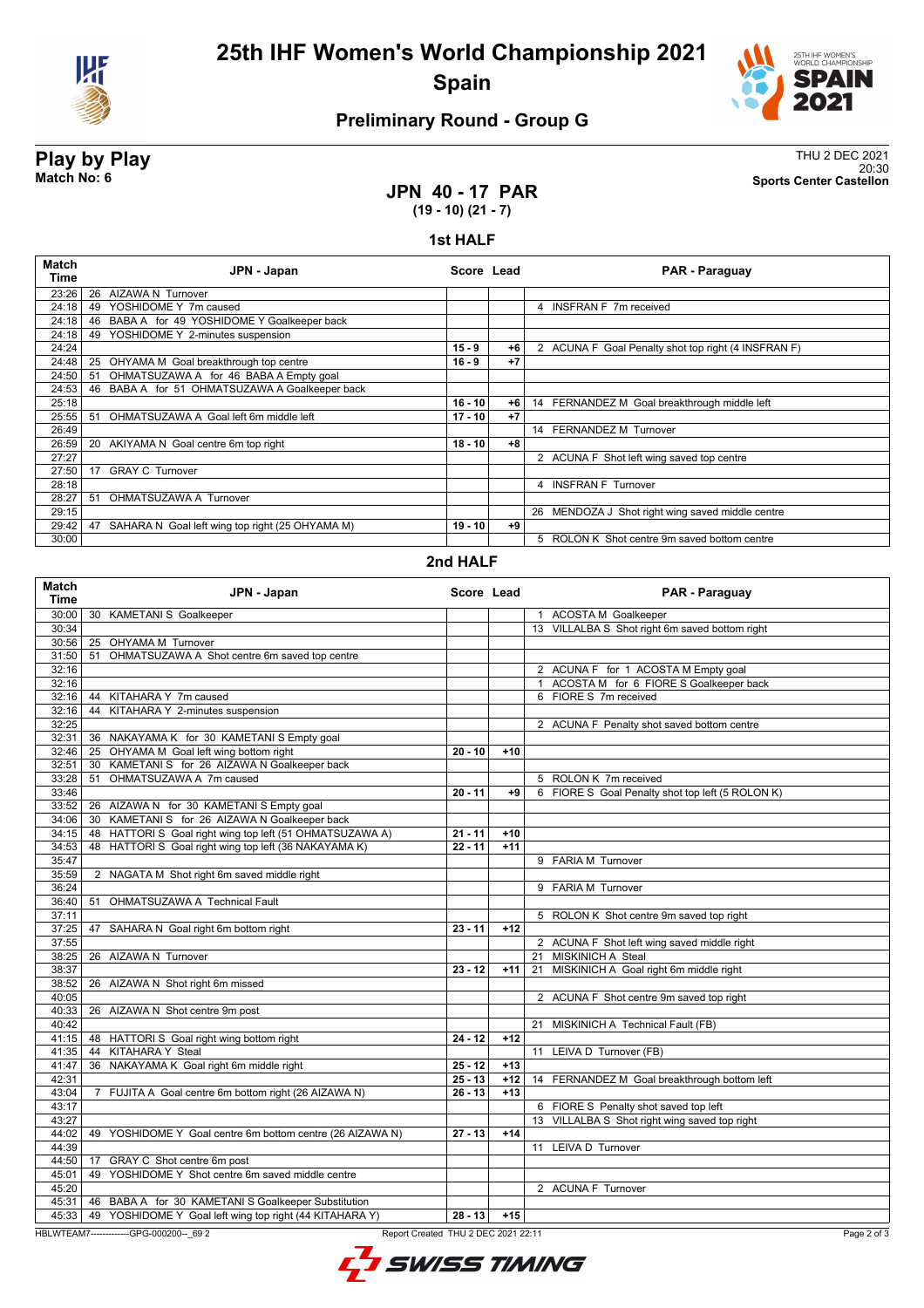# 25th IHF Women's World Championship 2021

## Spain

### Preliminary Round - Group G

**Play by Play**
**Match No: 6**

THU 2 DEC 2021
20:30
**Sports Center Castellon**

## JPN 40 - 17 PAR
**(19 - 10) (21 - 7)**

### 1st HALF

| Match Time | JPN - Japan | Score | Lead | PAR - Paraguay |
|---|---|---|---|---|
| 23:26 | 26 AIZAWA N Turnover | | | |
| 24:18 | 49 YOSHIDOME Y 7m caused | | | 4 INSFRAN F 7m received |
| 24:18 | 46 BABA A for 49 YOSHIDOME Y Goalkeeper back | | | |
| 24:18 | 49 YOSHIDOME Y 2-minutes suspension | | | |
| 24:24 | | 15 - 9 | +6 | 2 ACUNA F Goal Penalty shot top right (4 INSFRAN F) |
| 24:48 | 25 OHYAMA M Goal breakthrough top centre | 16 - 9 | +7 | |
| 24:50 | 51 OHMATSUZAWA A for 46 BABA A Empty goal | | | |
| 24:53 | 46 BABA A for 51 OHMATSUZAWA A Goalkeeper back | | | |
| 25:18 | | 16 - 10 | +6 | 14 FERNANDEZ M Goal breakthrough middle left |
| 25:55 | 51 OHMATSUZAWA A Goal left 6m middle left | 17 - 10 | +7 | |
| 26:49 | | | | 14 FERNANDEZ M Turnover |
| 26:59 | 20 AKIYAMA N Goal centre 6m top right | 18 - 10 | +8 | |
| 27:27 | | | | 2 ACUNA F Shot left wing saved top centre |
| 27:50 | 17 GRAY C Turnover | | | |
| 28:18 | | | | 4 INSFRAN F Turnover |
| 28:27 | 51 OHMATSUZAWA A Turnover | | | |
| 29:15 | | | | 26 MENDOZA J Shot right wing saved middle centre |
| 29:42 | 47 SAHARA N Goal left wing top right (25 OHYAMA M) | 19 - 10 | +9 | |
| 30:00 | | | | 5 ROLON K Shot centre 9m saved bottom centre |

### 2nd HALF

| Match Time | JPN - Japan | Score | Lead | PAR - Paraguay |
|---|---|---|---|---|
| 30:00 | 30 KAMETANI S Goalkeeper | | | 1 ACOSTA M Goalkeeper |
| 30:34 | | | | 13 VILLALBA S Shot right 6m saved bottom right |
| 30:56 | 25 OHYAMA M Turnover | | | |
| 31:50 | 51 OHMATSUZAWA A Shot centre 6m saved top centre | | | |
| 32:16 | | | | 2 ACUNA F for 1 ACOSTA M Empty goal |
| 32:16 | | | | 1 ACOSTA M for 6 FIORE S Goalkeeper back |
| 32:16 | 44 KITAHARA Y 7m caused | | | 6 FIORE S 7m received |
| 32:16 | 44 KITAHARA Y 2-minutes suspension | | | |
| 32:25 | | | | 2 ACUNA F Penalty shot saved bottom centre |
| 32:31 | 36 NAKAYAMA K for 30 KAMETANI S Empty goal | | | |
| 32:46 | 25 OHYAMA M Goal left wing bottom right | 20 - 10 | +10 | |
| 32:51 | 30 KAMETANI S for 26 AIZAWA N Goalkeeper back | | | |
| 33:28 | 51 OHMATSUZAWA A 7m caused | | | 5 ROLON K 7m received |
| 33:46 | | 20 - 11 | +9 | 6 FIORE S Goal Penalty shot top left (5 ROLON K) |
| 33:52 | 26 AIZAWA N for 30 KAMETANI S Empty goal | | | |
| 34:06 | 30 KAMETANI S for 26 AIZAWA N Goalkeeper back | | | |
| 34:15 | 48 HATTORI S Goal right wing top left (51 OHMATSUZAWA A) | 21 - 11 | +10 | |
| 34:53 | 48 HATTORI S Goal right wing top left (36 NAKAYAMA K) | 22 - 11 | +11 | |
| 35:47 | | | | 9 FARIA M Turnover |
| 35:59 | 2 NAGATA M Shot right 6m saved middle right | | | |
| 36:24 | | | | 9 FARIA M Turnover |
| 36:40 | 51 OHMATSUZAWA A Technical Fault | | | |
| 37:11 | | | | 5 ROLON K Shot centre 9m saved top right |
| 37:25 | 47 SAHARA N Goal right 6m bottom right | 23 - 11 | +12 | |
| 37:55 | | | | 2 ACUNA F Shot left wing saved middle right |
| 38:25 | 26 AIZAWA N Turnover | | | 21 MISKINICH A Steal |
| 38:37 | | 23 - 12 | +11 | 21 MISKINICH A Goal right 6m middle right |
| 38:52 | 26 AIZAWA N Shot right 6m missed | | | |
| 40:05 | | | | 2 ACUNA F Shot centre 9m saved top right |
| 40:33 | 26 AIZAWA N Shot centre 9m post | | | |
| 40:42 | | | | 21 MISKINICH A Technical Fault (FB) |
| 41:15 | 48 HATTORI S Goal right wing bottom right | 24 - 12 | +12 | |
| 41:35 | 44 KITAHARA Y Steal | | | 11 LEIVA D Turnover (FB) |
| 41:47 | 36 NAKAYAMA K Goal right 6m middle right | 25 - 12 | +13 | |
| 42:31 | | 25 - 13 | +12 | 14 FERNANDEZ M Goal breakthrough bottom left |
| 43:04 | 7 FUJITA A Goal centre 6m bottom right (26 AIZAWA N) | 26 - 13 | +13 | |
| 43:17 | | | | 6 FIORE S Penalty shot saved top left |
| 43:27 | | | | 13 VILLALBA S Shot right wing saved top right |
| 44:02 | 49 YOSHIDOME Y Goal centre 6m bottom centre (26 AIZAWA N) | 27 - 13 | +14 | |
| 44:39 | | | | 11 LEIVA D Turnover |
| 44:50 | 17 GRAY C Shot centre 6m post | | | |
| 45:01 | 49 YOSHIDOME Y Shot centre 6m saved middle centre | | | |
| 45:20 | | | | 2 ACUNA F Turnover |
| 45:31 | 46 BABA A for 30 KAMETANI S Goalkeeper Substitution | | | |
| 45:33 | 49 YOSHIDOME Y Goal left wing top right (44 KITAHARA Y) | 28 - 13 | +15 | |

HBLWTEAM7-------------GPG-000200--_69 2 Report Created THU 2 DEC 2021 22:11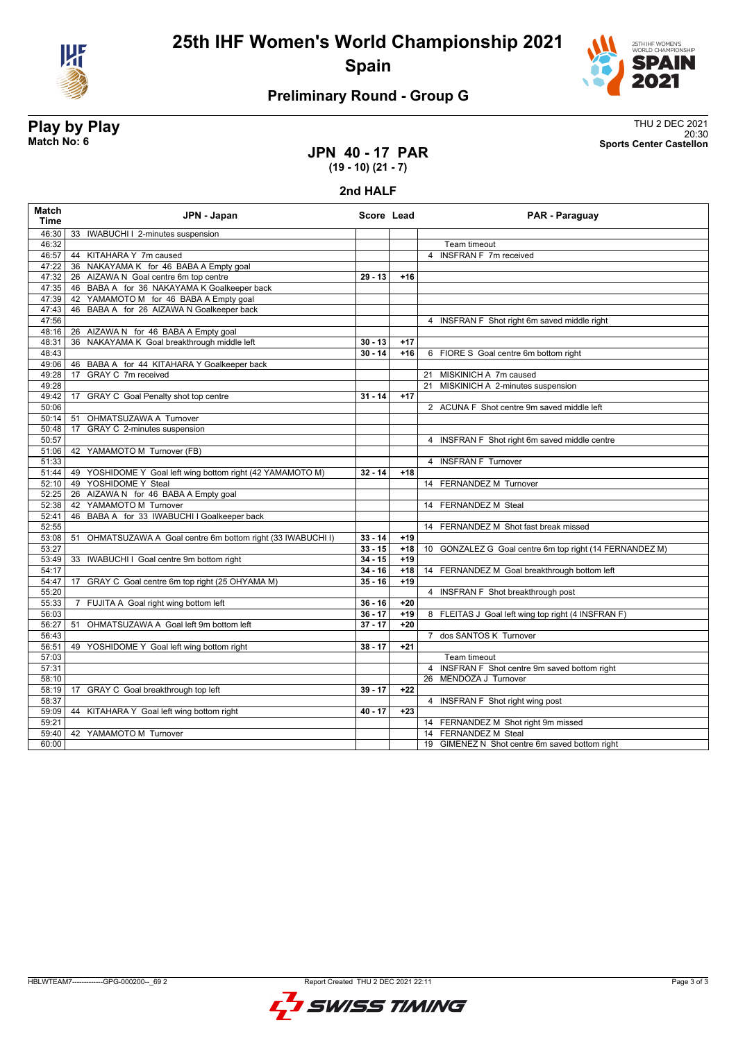# 25th IHF Women's World Championship 2021

**Spain**

## Preliminary Round - Group G

**Play by Play**
**Match No: 6**

THU 2 DEC 2021
20:30
**Sports Center Castellon**

### JPN 40 - 17 PAR
**(19 - 10) (21 - 7)**

### 2nd HALF

| Match Time | JPN - Japan | Score | Lead | PAR - Paraguay |
|---|---|---|---|---|
| 46:30 | 33 IWABUCHI I 2-minutes suspension | | | |
| 46:32 | | | | Team timeout |
| 46:57 | 44 KITAHARA Y 7m caused | | | 4 INSFRAN F 7m received |
| 47:22 | 36 NAKAYAMA K for 46 BABA A Empty goal | | | |
| 47:32 | 26 AIZAWA N Goal centre 6m top centre | 29 - 13 | +16 | |
| 47:35 | 46 BABA A for 36 NAKAYAMA K Goalkeeper back | | | |
| 47:39 | 42 YAMAMOTO M for 46 BABA A Empty goal | | | |
| 47:43 | 46 BABA A for 26 AIZAWA N Goalkeeper back | | | |
| 47:56 | | | | 4 INSFRAN F Shot right 6m saved middle right |
| 48:16 | 26 AIZAWA N for 46 BABA A Empty goal | | | |
| 48:31 | 36 NAKAYAMA K Goal breakthrough middle left | 30 - 13 | +17 | |
| 48:43 | | 30 - 14 | +16 | 6 FIORE S Goal centre 6m bottom right |
| 49:06 | 46 BABA A for 44 KITAHARA Y Goalkeeper back | | | |
| 49:28 | 17 GRAY C 7m received | | | 21 MISKINICH A 7m caused |
| 49:28 | | | | 21 MISKINICH A 2-minutes suspension |
| 49:42 | 17 GRAY C Goal Penalty shot top centre | 31 - 14 | +17 | |
| 50:06 | | | | 2 ACUNA F Shot centre 9m saved middle left |
| 50:14 | 51 OHMATSUZAWA A Turnover | | | |
| 50:48 | 17 GRAY C 2-minutes suspension | | | |
| 50:57 | | | | 4 INSFRAN F Shot right 6m saved middle centre |
| 51:06 | 42 YAMAMOTO M Turnover (FB) | | | |
| 51:33 | | | | 4 INSFRAN F Turnover |
| 51:44 | 49 YOSHIDOME Y Goal left wing bottom right (42 YAMAMOTO M) | 32 - 14 | +18 | |
| 52:10 | 49 YOSHIDOME Y Steal | | | 14 FERNANDEZ M Turnover |
| 52:25 | 26 AIZAWA N for 46 BABA A Empty goal | | | |
| 52:38 | 42 YAMAMOTO M Turnover | | | 14 FERNANDEZ M Steal |
| 52:41 | 46 BABA A for 33 IWABUCHI I Goalkeeper back | | | |
| 52:55 | | | | 14 FERNANDEZ M Shot fast break missed |
| 53:08 | 51 OHMATSUZAWA A Goal centre 6m bottom right (33 IWABUCHI I) | 33 - 14 | +19 | |
| 53:27 | | 33 - 15 | +18 | 10 GONZALEZ G Goal centre 6m top right (14 FERNANDEZ M) |
| 53:49 | 33 IWABUCHI I Goal centre 9m bottom right | 34 - 15 | +19 | |
| 54:17 | | 34 - 16 | +18 | 14 FERNANDEZ M Goal breakthrough bottom left |
| 54:47 | 17 GRAY C Goal centre 6m top right (25 OHYAMA M) | 35 - 16 | +19 | |
| 55:20 | | | | 4 INSFRAN F Shot breakthrough post |
| 55:33 | 7 FUJITA A Goal right wing bottom left | 36 - 16 | +20 | |
| 56:03 | | 36 - 17 | +19 | 8 FLEITAS J Goal left wing top right (4 INSFRAN F) |
| 56:27 | 51 OHMATSUZAWA A Goal left 9m bottom left | 37 - 17 | +20 | |
| 56:43 | | | | 7 dos SANTOS K Turnover |
| 56:51 | 49 YOSHIDOME Y Goal left wing bottom right | 38 - 17 | +21 | |
| 57:03 | | | | Team timeout |
| 57:31 | | | | 4 INSFRAN F Shot centre 9m saved bottom right |
| 58:10 | | | | 26 MENDOZA J Turnover |
| 58:19 | 17 GRAY C Goal breakthrough top left | 39 - 17 | +22 | |
| 58:37 | | | | 4 INSFRAN F Shot right wing post |
| 59:09 | 44 KITAHARA Y Goal left wing bottom right | 40 - 17 | +23 | |
| 59:21 | | | | 14 FERNANDEZ M Shot right 9m missed |
| 59:40 | 42 YAMAMOTO M Turnover | | | 14 FERNANDEZ M Steal |
| 60:00 | | | | 19 GIMENEZ N Shot centre 6m saved bottom right |

HBLWTEAM7-------------GPG-000200--_69 2 Report Created THU 2 DEC 2021 22:11